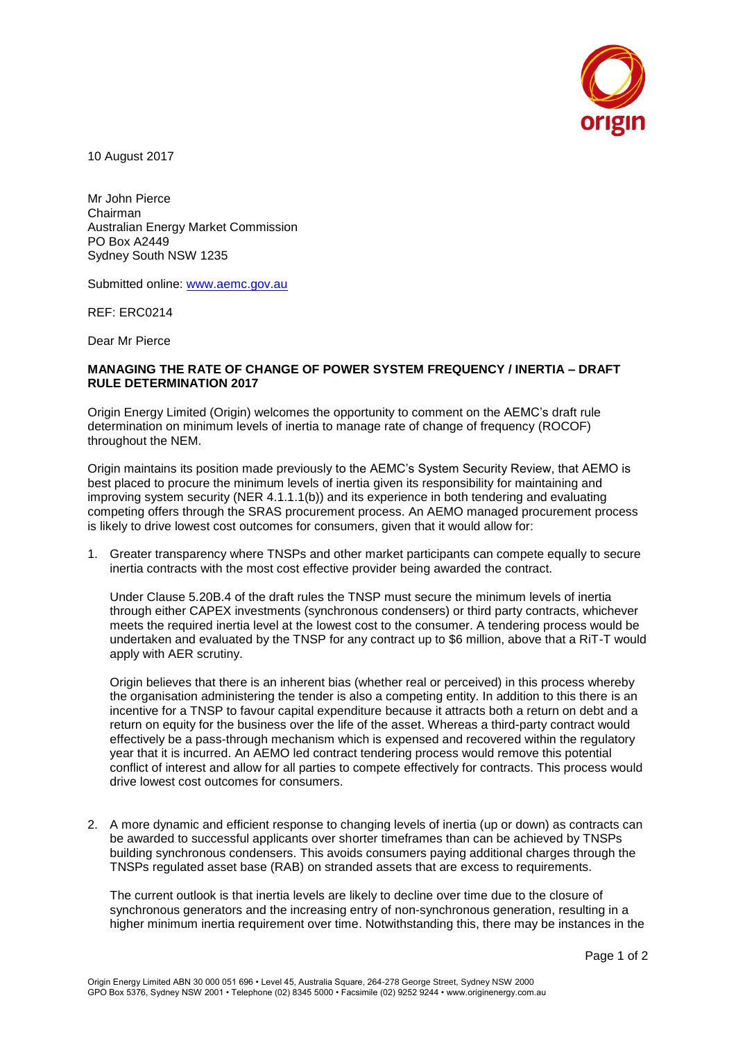10 August 2017

Mr John Pierce
Chairman
Australian Energy Market Commission
PO Box A2449
Sydney South NSW 1235

Submitted online: www.aemc.gov.au

REF: ERC0214

Dear Mr Pierce

**MANAGING THE RATE OF CHANGE OF POWER SYSTEM FREQUENCY / INERTIA – DRAFT RULE DETERMINATION 2017**

Origin Energy Limited (Origin) welcomes the opportunity to comment on the AEMC's draft rule determination on minimum levels of inertia to manage rate of change of frequency (ROCOF) throughout the NEM.

Origin maintains its position made previously to the AEMC's System Security Review, that AEMO is best placed to procure the minimum levels of inertia given its responsibility for maintaining and improving system security (NER 4.1.1.1(b)) and its experience in both tendering and evaluating competing offers through the SRAS procurement process. An AEMO managed procurement process is likely to drive lowest cost outcomes for consumers, given that it would allow for:

1. Greater transparency where TNSPs and other market participants can compete equally to secure inertia contracts with the most cost effective provider being awarded the contract.

   Under Clause 5.20B.4 of the draft rules the TNSP must secure the minimum levels of inertia through either CAPEX investments (synchronous condensers) or third party contracts, whichever meets the required inertia level at the lowest cost to the consumer. A tendering process would be undertaken and evaluated by the TNSP for any contract up to $6 million, above that a RiT-T would apply with AER scrutiny.

   Origin believes that there is an inherent bias (whether real or perceived) in this process whereby the organisation administering the tender is also a competing entity. In addition to this there is an incentive for a TNSP to favour capital expenditure because it attracts both a return on debt and a return on equity for the business over the life of the asset. Whereas a third-party contract would effectively be a pass-through mechanism which is expensed and recovered within the regulatory year that it is incurred. An AEMO led contract tendering process would remove this potential conflict of interest and allow for all parties to compete effectively for contracts. This process would drive lowest cost outcomes for consumers.

2. A more dynamic and efficient response to changing levels of inertia (up or down) as contracts can be awarded to successful applicants over shorter timeframes than can be achieved by TNSPs building synchronous condensers. This avoids consumers paying additional charges through the TNSPs regulated asset base (RAB) on stranded assets that are excess to requirements.

   The current outlook is that inertia levels are likely to decline over time due to the closure of synchronous generators and the increasing entry of non-synchronous generation, resulting in a higher minimum inertia requirement over time. Notwithstanding this, there may be instances in the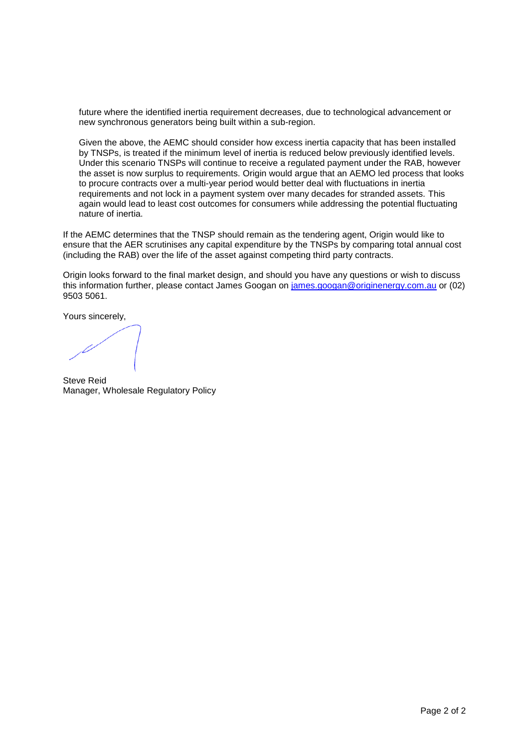future where the identified inertia requirement decreases, due to technological advancement or new synchronous generators being built within a sub-region.

Given the above, the AEMC should consider how excess inertia capacity that has been installed by TNSPs, is treated if the minimum level of inertia is reduced below previously identified levels. Under this scenario TNSPs will continue to receive a regulated payment under the RAB, however the asset is now surplus to requirements. Origin would argue that an AEMO led process that looks to procure contracts over a multi-year period would better deal with fluctuations in inertia requirements and not lock in a payment system over many decades for stranded assets. This again would lead to least cost outcomes for consumers while addressing the potential fluctuating nature of inertia.

If the AEMC determines that the TNSP should remain as the tendering agent, Origin would like to ensure that the AER scrutinises any capital expenditure by the TNSPs by comparing total annual cost (including the RAB) over the life of the asset against competing third party contracts.

Origin looks forward to the final market design, and should you have any questions or wish to discuss this information further, please contact James Googan on james.googan@originenergy.com.au or (02) 9503 5061.

Yours sincerely,

Steve Reid
Manager, Wholesale Regulatory Policy